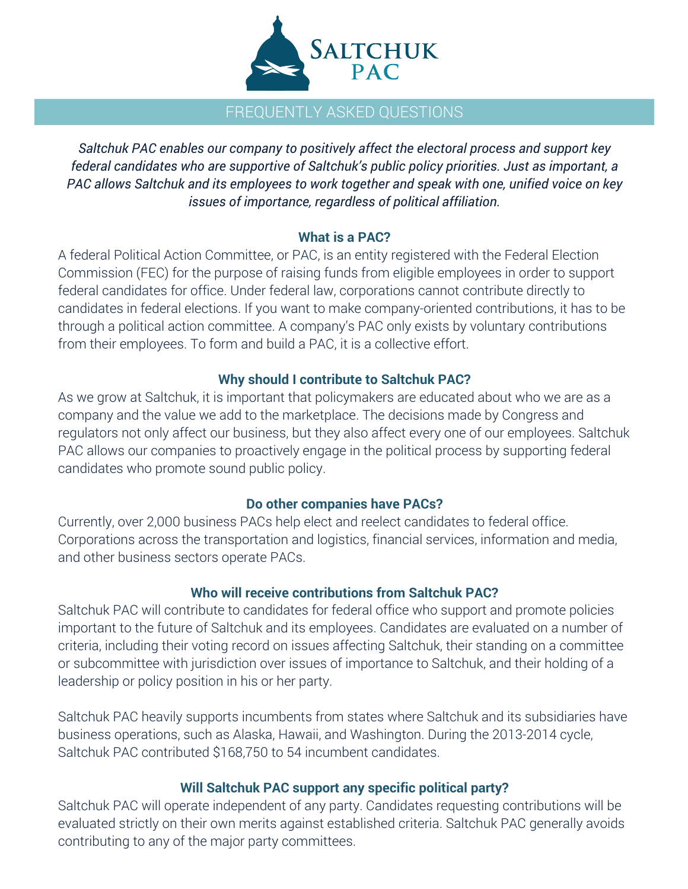# Saltchuk PAC

## FREQUENTLY ASKED QUESTIONS

*Saltchuk PAC enables our company to positively affect the electoral process and support key federal candidates who are supportive of Saltchuk's public policy priorities. Just as important, a PAC allows Saltchuk and its employees to work together and speak with one, unified voice on key issues of importance, regardless of political affiliation.*

### What is a PAC?

A federal Political Action Committee, or PAC, is an entity registered with the Federal Election Commission (FEC) for the purpose of raising funds from eligible employees in order to support federal candidates for office. Under federal law, corporations cannot contribute directly to candidates in federal elections. If you want to make company-oriented contributions, it has to be through a political action committee. A company's PAC only exists by voluntary contributions from their employees. To form and build a PAC, it is a collective effort.

### Why should I contribute to Saltchuk PAC?

As we grow at Saltchuk, it is important that policymakers are educated about who we are as a company and the value we add to the marketplace. The decisions made by Congress and regulators not only affect our business, but they also affect every one of our employees. Saltchuk PAC allows our companies to proactively engage in the political process by supporting federal candidates who promote sound public policy.

### Do other companies have PACs?

Currently, over 2,000 business PACs help elect and reelect candidates to federal office. Corporations across the transportation and logistics, financial services, information and media, and other business sectors operate PACs.

### Who will receive contributions from Saltchuk PAC?

Saltchuk PAC will contribute to candidates for federal office who support and promote policies important to the future of Saltchuk and its employees. Candidates are evaluated on a number of criteria, including their voting record on issues affecting Saltchuk, their standing on a committee or subcommittee with jurisdiction over issues of importance to Saltchuk, and their holding of a leadership or policy position in his or her party.

Saltchuk PAC heavily supports incumbents from states where Saltchuk and its subsidiaries have business operations, such as Alaska, Hawaii, and Washington. During the 2013-2014 cycle, Saltchuk PAC contributed $168,750 to 54 incumbent candidates.

### Will Saltchuk PAC support any specific political party?

Saltchuk PAC will operate independent of any party. Candidates requesting contributions will be evaluated strictly on their own merits against established criteria. Saltchuk PAC generally avoids contributing to any of the major party committees.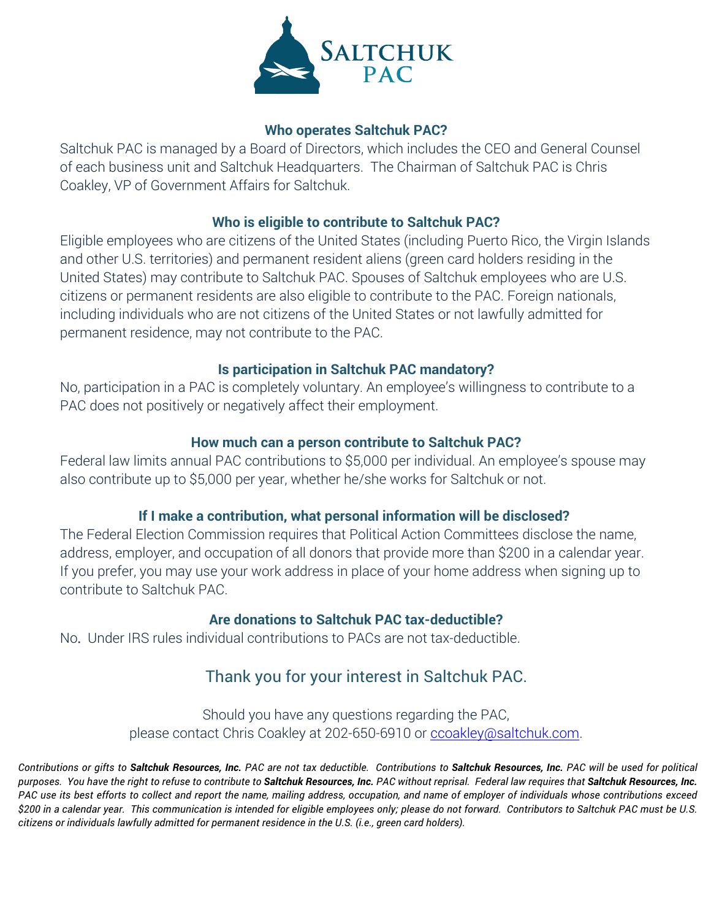# Saltchuk PAC

### Who operates Saltchuk PAC?

Saltchuk PAC is managed by a Board of Directors, which includes the CEO and General Counsel of each business unit and Saltchuk Headquarters. The Chairman of Saltchuk PAC is Chris Coakley, VP of Government Affairs for Saltchuk.

### Who is eligible to contribute to Saltchuk PAC?

Eligible employees who are citizens of the United States (including Puerto Rico, the Virgin Islands and other U.S. territories) and permanent resident aliens (green card holders residing in the United States) may contribute to Saltchuk PAC. Spouses of Saltchuk employees who are U.S. citizens or permanent residents are also eligible to contribute to the PAC. Foreign nationals, including individuals who are not citizens of the United States or not lawfully admitted for permanent residence, may not contribute to the PAC.

### Is participation in Saltchuk PAC mandatory?

No, participation in a PAC is completely voluntary. An employee's willingness to contribute to a PAC does not positively or negatively affect their employment.

### How much can a person contribute to Saltchuk PAC?

Federal law limits annual PAC contributions to $5,000 per individual. An employee's spouse may also contribute up to $5,000 per year, whether he/she works for Saltchuk or not.

### If I make a contribution, what personal information will be disclosed?

The Federal Election Commission requires that Political Action Committees disclose the name, address, employer, and occupation of all donors that provide more than $200 in a calendar year. If you prefer, you may use your work address in place of your home address when signing up to contribute to Saltchuk PAC.

### Are donations to Saltchuk PAC tax-deductible?

No. Under IRS rules individual contributions to PACs are not tax-deductible.

Thank you for your interest in Saltchuk PAC.

Should you have any questions regarding the PAC,
please contact Chris Coakley at 202-650-6910 or ccoakley@saltchuk.com.

*Contributions or gifts to **Saltchuk Resources, Inc.** PAC are not tax deductible. Contributions to **Saltchuk Resources, Inc.** PAC will be used for political purposes. You have the right to refuse to contribute to **Saltchuk Resources, Inc.** PAC without reprisal. Federal law requires that **Saltchuk Resources, Inc.** PAC use its best efforts to collect and report the name, mailing address, occupation, and name of employer of individuals whose contributions exceed $200 in a calendar year. This communication is intended for eligible employees only; please do not forward. Contributors to Saltchuk PAC must be U.S. citizens or individuals lawfully admitted for permanent residence in the U.S. (i.e., green card holders).*